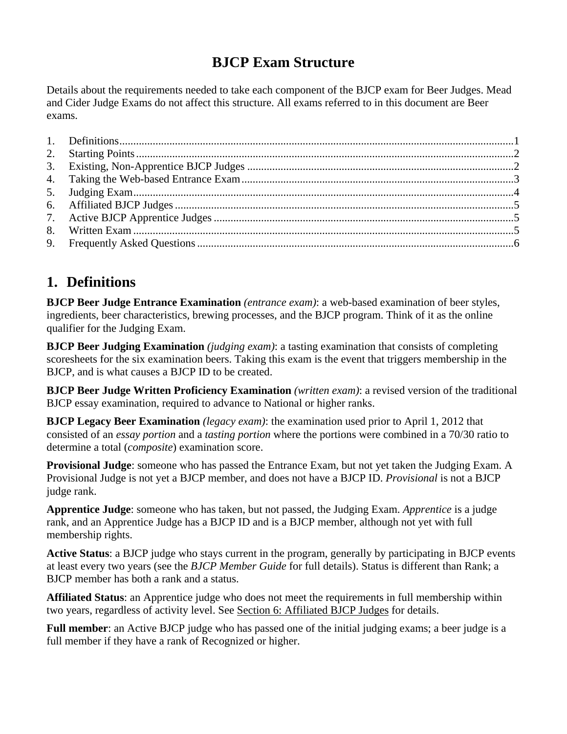# BJCP Exam Structure

Details about the requirements needed to take each component of the BJCP exam for Beer Judges. Mead and Cider Judge Exams do not affect this structure. All exams referred to in this document are Beer exams.

1. Definitions....1
2. Starting Points....2
3. Existing, Non-Apprentice BJCP Judges....2
4. Taking the Web-based Entrance Exam....3
5. Judging Exam....4
6. Affiliated BJCP Judges....5
7. Active BJCP Apprentice Judges....5
8. Written Exam....5
9. Frequently Asked Questions....6

## 1. Definitions

**BJCP Beer Judge Entrance Examination** *(entrance exam)*: a web-based examination of beer styles, ingredients, beer characteristics, brewing processes, and the BJCP program. Think of it as the online qualifier for the Judging Exam.

**BJCP Beer Judging Examination** *(judging exam)*: a tasting examination that consists of completing scoresheets for the six examination beers. Taking this exam is the event that triggers membership in the BJCP, and is what causes a BJCP ID to be created.

**BJCP Beer Judge Written Proficiency Examination** *(written exam)*: a revised version of the traditional BJCP essay examination, required to advance to National or higher ranks.

**BJCP Legacy Beer Examination** *(legacy exam)*: the examination used prior to April 1, 2012 that consisted of an *essay portion* and a *tasting portion* where the portions were combined in a 70/30 ratio to determine a total (*composite*) examination score.

**Provisional Judge**: someone who has passed the Entrance Exam, but not yet taken the Judging Exam. A Provisional Judge is not yet a BJCP member, and does not have a BJCP ID. *Provisional* is not a BJCP judge rank.

**Apprentice Judge**: someone who has taken, but not passed, the Judging Exam. *Apprentice* is a judge rank, and an Apprentice Judge has a BJCP ID and is a BJCP member, although not yet with full membership rights.

**Active Status**: a BJCP judge who stays current in the program, generally by participating in BJCP events at least every two years (see the *BJCP Member Guide* for full details). Status is different than Rank; a BJCP member has both a rank and a status.

**Affiliated Status**: an Apprentice judge who does not meet the requirements in full membership within two years, regardless of activity level. See Section 6: Affiliated BJCP Judges for details.

**Full member**: an Active BJCP judge who has passed one of the initial judging exams; a beer judge is a full member if they have a rank of Recognized or higher.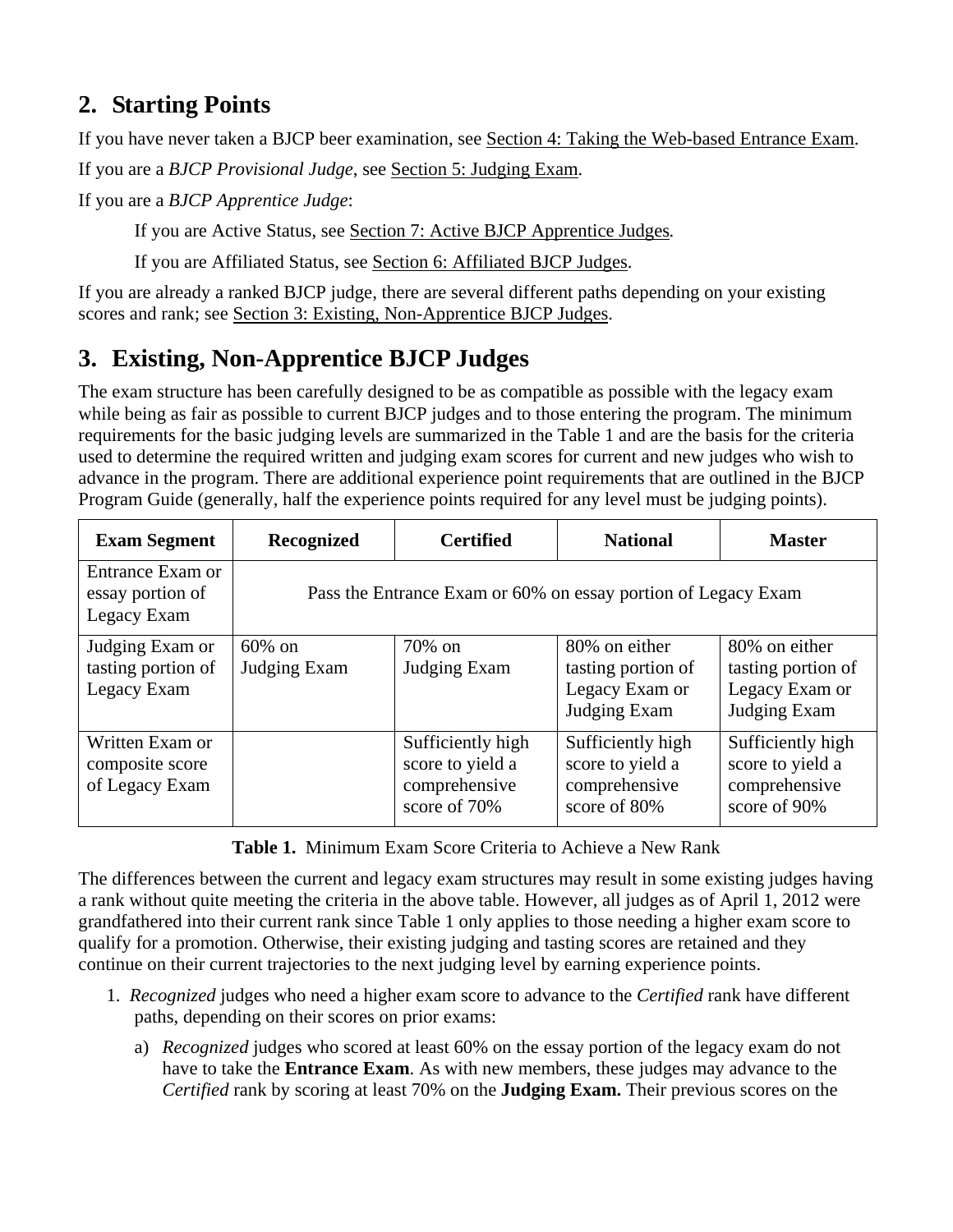## 2. Starting Points

If you have never taken a BJCP beer examination, see Section 4: Taking the Web-based Entrance Exam.

If you are a *BJCP Provisional Judge*, see Section 5: Judging Exam.

If you are a *BJCP Apprentice Judge*:

If you are Active Status, see Section 7: Active BJCP Apprentice Judges.

If you are Affiliated Status, see Section 6: Affiliated BJCP Judges.

If you are already a ranked BJCP judge, there are several different paths depending on your existing scores and rank; see Section 3: Existing, Non-Apprentice BJCP Judges.

## 3. Existing, Non-Apprentice BJCP Judges

The exam structure has been carefully designed to be as compatible as possible with the legacy exam while being as fair as possible to current BJCP judges and to those entering the program. The minimum requirements for the basic judging levels are summarized in the Table 1 and are the basis for the criteria used to determine the required written and judging exam scores for current and new judges who wish to advance in the program. There are additional experience point requirements that are outlined in the BJCP Program Guide (generally, half the experience points required for any level must be judging points).

| Exam Segment | Recognized | Certified | National | Master |
|---|---|---|---|---|
| Entrance Exam or essay portion of Legacy Exam | Pass the Entrance Exam or 60% on essay portion of Legacy Exam | | | |
| Judging Exam or tasting portion of Legacy Exam | 60% on Judging Exam | 70% on Judging Exam | 80% on either tasting portion of Legacy Exam or Judging Exam | 80% on either tasting portion of Legacy Exam or Judging Exam |
| Written Exam or composite score of Legacy Exam | | Sufficiently high score to yield a comprehensive score of 70% | Sufficiently high score to yield a comprehensive score of 80% | Sufficiently high score to yield a comprehensive score of 90% |

**Table 1.** Minimum Exam Score Criteria to Achieve a New Rank

The differences between the current and legacy exam structures may result in some existing judges having a rank without quite meeting the criteria in the above table. However, all judges as of April 1, 2012 were grandfathered into their current rank since Table 1 only applies to those needing a higher exam score to qualify for a promotion. Otherwise, their existing judging and tasting scores are retained and they continue on their current trajectories to the next judging level by earning experience points.

1. *Recognized* judges who need a higher exam score to advance to the *Certified* rank have different paths, depending on their scores on prior exams:

    a) *Recognized* judges who scored at least 60% on the essay portion of the legacy exam do not have to take the **Entrance Exam**. As with new members, these judges may advance to the *Certified* rank by scoring at least 70% on the **Judging Exam.** Their previous scores on the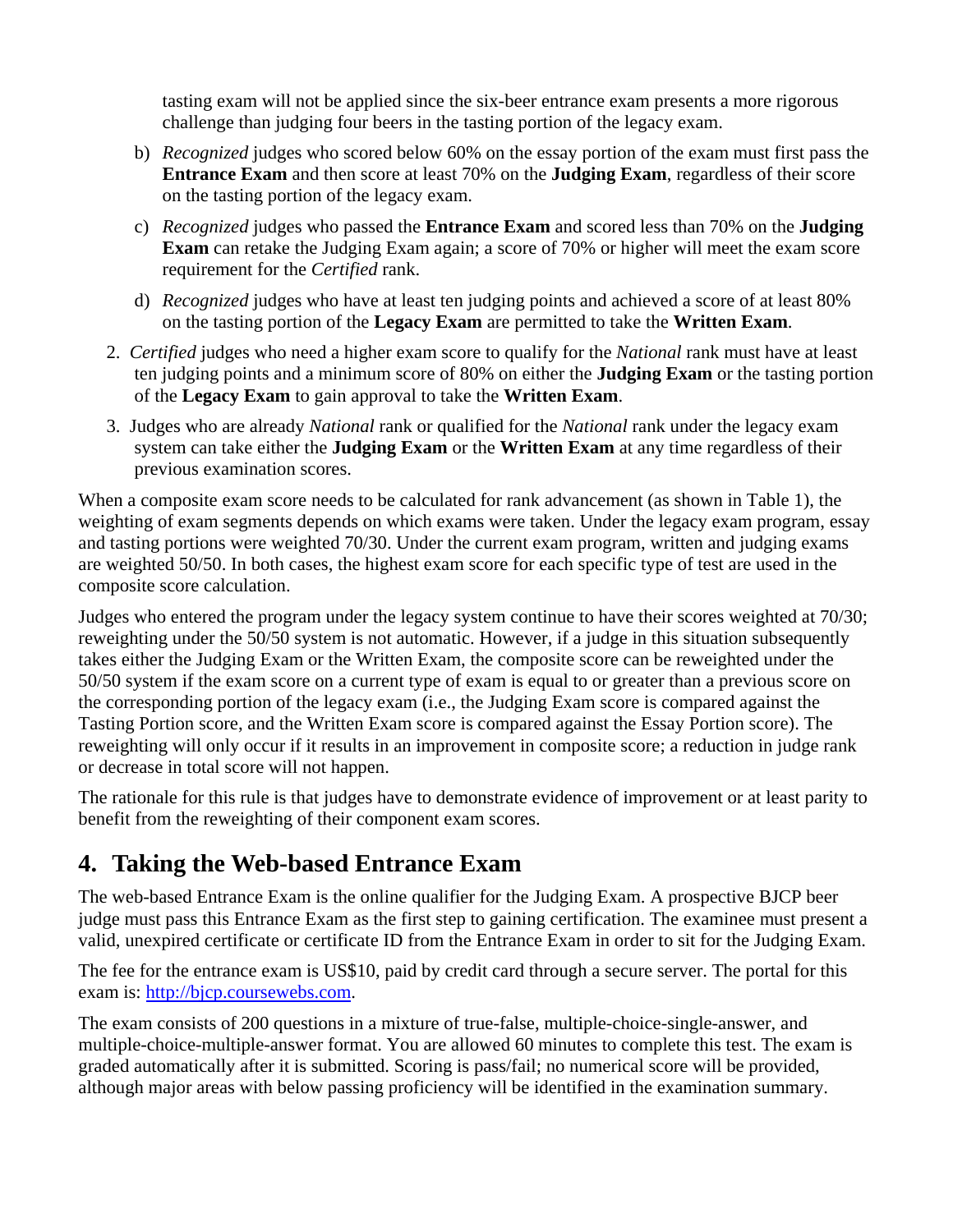tasting exam will not be applied since the six-beer entrance exam presents a more rigorous challenge than judging four beers in the tasting portion of the legacy exam.

   b) *Recognized* judges who scored below 60% on the essay portion of the exam must first pass the **Entrance Exam** and then score at least 70% on the **Judging Exam**, regardless of their score on the tasting portion of the legacy exam.

   c) *Recognized* judges who passed the **Entrance Exam** and scored less than 70% on the **Judging Exam** can retake the Judging Exam again; a score of 70% or higher will meet the exam score requirement for the *Certified* rank.

   d) *Recognized* judges who have at least ten judging points and achieved a score of at least 80% on the tasting portion of the **Legacy Exam** are permitted to take the **Written Exam**.

2. *Certified* judges who need a higher exam score to qualify for the *National* rank must have at least ten judging points and a minimum score of 80% on either the **Judging Exam** or the tasting portion of the **Legacy Exam** to gain approval to take the **Written Exam**.

3. Judges who are already *National* rank or qualified for the *National* rank under the legacy exam system can take either the **Judging Exam** or the **Written Exam** at any time regardless of their previous examination scores.

When a composite exam score needs to be calculated for rank advancement (as shown in Table 1), the weighting of exam segments depends on which exams were taken. Under the legacy exam program, essay and tasting portions were weighted 70/30. Under the current exam program, written and judging exams are weighted 50/50. In both cases, the highest exam score for each specific type of test are used in the composite score calculation.

Judges who entered the program under the legacy system continue to have their scores weighted at 70/30; reweighting under the 50/50 system is not automatic. However, if a judge in this situation subsequently takes either the Judging Exam or the Written Exam, the composite score can be reweighted under the 50/50 system if the exam score on a current type of exam is equal to or greater than a previous score on the corresponding portion of the legacy exam (i.e., the Judging Exam score is compared against the Tasting Portion score, and the Written Exam score is compared against the Essay Portion score). The reweighting will only occur if it results in an improvement in composite score; a reduction in judge rank or decrease in total score will not happen.

The rationale for this rule is that judges have to demonstrate evidence of improvement or at least parity to benefit from the reweighting of their component exam scores.

## 4. Taking the Web-based Entrance Exam

The web-based Entrance Exam is the online qualifier for the Judging Exam. A prospective BJCP beer judge must pass this Entrance Exam as the first step to gaining certification. The examinee must present a valid, unexpired certificate or certificate ID from the Entrance Exam in order to sit for the Judging Exam.

The fee for the entrance exam is US$10, paid by credit card through a secure server. The portal for this exam is: [http://bjcp.coursewebs.com](http://bjcp.coursewebs.com).

The exam consists of 200 questions in a mixture of true-false, multiple-choice-single-answer, and multiple-choice-multiple-answer format. You are allowed 60 minutes to complete this test. The exam is graded automatically after it is submitted. Scoring is pass/fail; no numerical score will be provided, although major areas with below passing proficiency will be identified in the examination summary.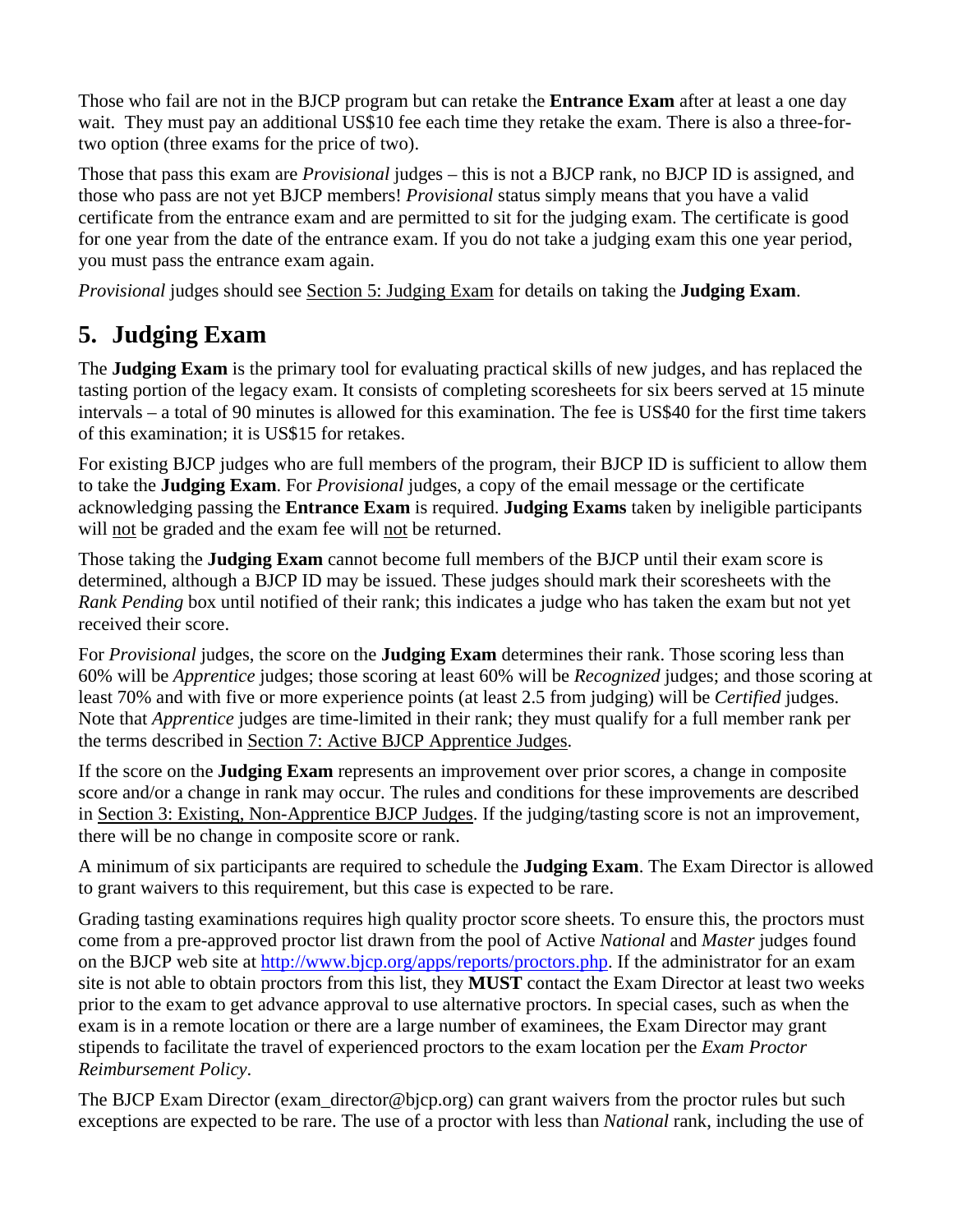Those who fail are not in the BJCP program but can retake the **Entrance Exam** after at least a one day wait. They must pay an additional US$10 fee each time they retake the exam. There is also a three-for-two option (three exams for the price of two).

Those that pass this exam are *Provisional* judges – this is not a BJCP rank, no BJCP ID is assigned, and those who pass are not yet BJCP members! *Provisional* status simply means that you have a valid certificate from the entrance exam and are permitted to sit for the judging exam. The certificate is good for one year from the date of the entrance exam. If you do not take a judging exam this one year period, you must pass the entrance exam again.

*Provisional* judges should see Section 5: Judging Exam for details on taking the **Judging Exam**.

## 5. Judging Exam

The **Judging Exam** is the primary tool for evaluating practical skills of new judges, and has replaced the tasting portion of the legacy exam. It consists of completing scoresheets for six beers served at 15 minute intervals – a total of 90 minutes is allowed for this examination. The fee is US$40 for the first time takers of this examination; it is US$15 for retakes.

For existing BJCP judges who are full members of the program, their BJCP ID is sufficient to allow them to take the **Judging Exam**. For *Provisional* judges, a copy of the email message or the certificate acknowledging passing the **Entrance Exam** is required. **Judging Exams** taken by ineligible participants will not be graded and the exam fee will not be returned.

Those taking the **Judging Exam** cannot become full members of the BJCP until their exam score is determined, although a BJCP ID may be issued. These judges should mark their scoresheets with the *Rank Pending* box until notified of their rank; this indicates a judge who has taken the exam but not yet received their score.

For *Provisional* judges, the score on the **Judging Exam** determines their rank. Those scoring less than 60% will be *Apprentice* judges; those scoring at least 60% will be *Recognized* judges; and those scoring at least 70% and with five or more experience points (at least 2.5 from judging) will be *Certified* judges. Note that *Apprentice* judges are time-limited in their rank; they must qualify for a full member rank per the terms described in Section 7: Active BJCP Apprentice Judges.

If the score on the **Judging Exam** represents an improvement over prior scores, a change in composite score and/or a change in rank may occur. The rules and conditions for these improvements are described in Section 3: Existing, Non-Apprentice BJCP Judges. If the judging/tasting score is not an improvement, there will be no change in composite score or rank.

A minimum of six participants are required to schedule the **Judging Exam**. The Exam Director is allowed to grant waivers to this requirement, but this case is expected to be rare.

Grading tasting examinations requires high quality proctor score sheets. To ensure this, the proctors must come from a pre-approved proctor list drawn from the pool of Active *National* and *Master* judges found on the BJCP web site at http://www.bjcp.org/apps/reports/proctors.php. If the administrator for an exam site is not able to obtain proctors from this list, they **MUST** contact the Exam Director at least two weeks prior to the exam to get advance approval to use alternative proctors. In special cases, such as when the exam is in a remote location or there are a large number of examinees, the Exam Director may grant stipends to facilitate the travel of experienced proctors to the exam location per the *Exam Proctor Reimbursement Policy*.

The BJCP Exam Director (exam_director@bjcp.org) can grant waivers from the proctor rules but such exceptions are expected to be rare. The use of a proctor with less than *National* rank, including the use of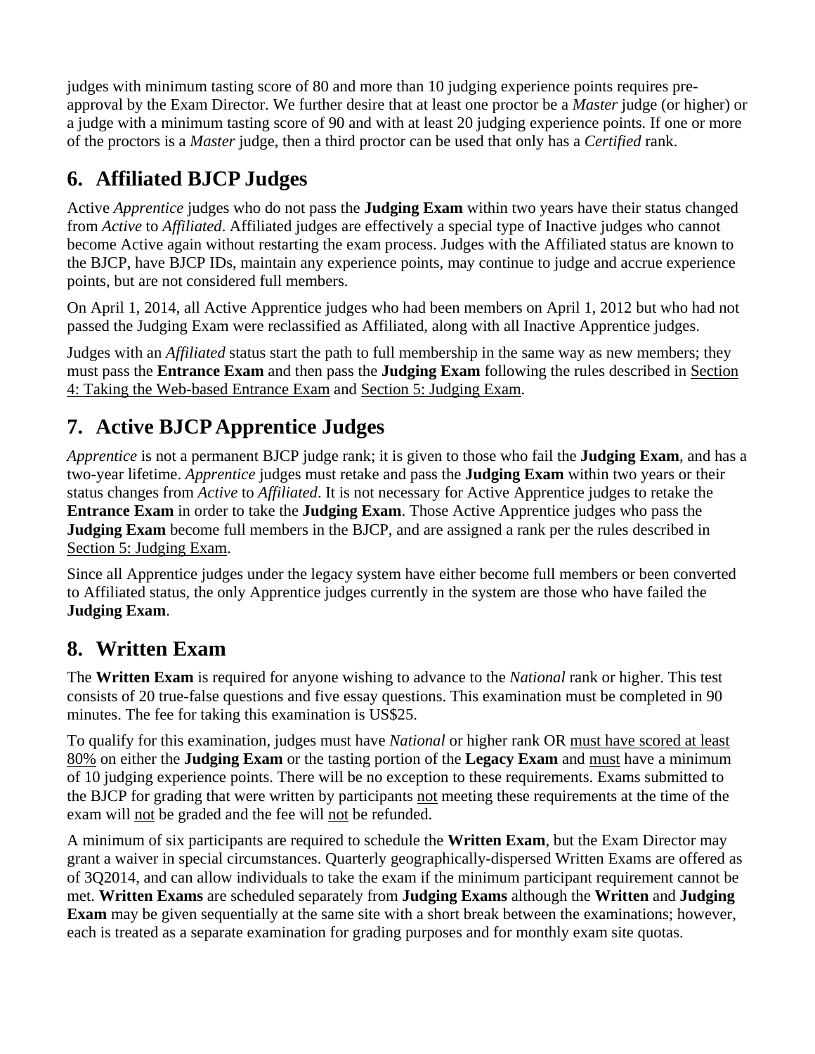judges with minimum tasting score of 80 and more than 10 judging experience points requires pre-approval by the Exam Director. We further desire that at least one proctor be a *Master* judge (or higher) or a judge with a minimum tasting score of 90 and with at least 20 judging experience points. If one or more of the proctors is a *Master* judge, then a third proctor can be used that only has a *Certified* rank.

## 6. Affiliated BJCP Judges

Active *Apprentice* judges who do not pass the **Judging Exam** within two years have their status changed from *Active* to *Affiliated*. Affiliated judges are effectively a special type of Inactive judges who cannot become Active again without restarting the exam process. Judges with the Affiliated status are known to the BJCP, have BJCP IDs, maintain any experience points, may continue to judge and accrue experience points, but are not considered full members.

On April 1, 2014, all Active Apprentice judges who had been members on April 1, 2012 but who had not passed the Judging Exam were reclassified as Affiliated, along with all Inactive Apprentice judges.

Judges with an *Affiliated* status start the path to full membership in the same way as new members; they must pass the **Entrance Exam** and then pass the **Judging Exam** following the rules described in Section 4: Taking the Web-based Entrance Exam and Section 5: Judging Exam.

## 7. Active BJCP Apprentice Judges

*Apprentice* is not a permanent BJCP judge rank; it is given to those who fail the **Judging Exam**, and has a two-year lifetime. *Apprentice* judges must retake and pass the **Judging Exam** within two years or their status changes from *Active* to *Affiliated*. It is not necessary for Active Apprentice judges to retake the **Entrance Exam** in order to take the **Judging Exam**. Those Active Apprentice judges who pass the **Judging Exam** become full members in the BJCP, and are assigned a rank per the rules described in Section 5: Judging Exam.

Since all Apprentice judges under the legacy system have either become full members or been converted to Affiliated status, the only Apprentice judges currently in the system are those who have failed the **Judging Exam**.

## 8. Written Exam

The **Written Exam** is required for anyone wishing to advance to the *National* rank or higher. This test consists of 20 true-false questions and five essay questions. This examination must be completed in 90 minutes. The fee for taking this examination is US$25.

To qualify for this examination, judges must have *National* or higher rank OR must have scored at least 80% on either the **Judging Exam** or the tasting portion of the **Legacy Exam** and must have a minimum of 10 judging experience points. There will be no exception to these requirements. Exams submitted to the BJCP for grading that were written by participants not meeting these requirements at the time of the exam will not be graded and the fee will not be refunded.

A minimum of six participants are required to schedule the **Written Exam**, but the Exam Director may grant a waiver in special circumstances. Quarterly geographically-dispersed Written Exams are offered as of 3Q2014, and can allow individuals to take the exam if the minimum participant requirement cannot be met. **Written Exams** are scheduled separately from **Judging Exams** although the **Written** and **Judging Exam** may be given sequentially at the same site with a short break between the examinations; however, each is treated as a separate examination for grading purposes and for monthly exam site quotas.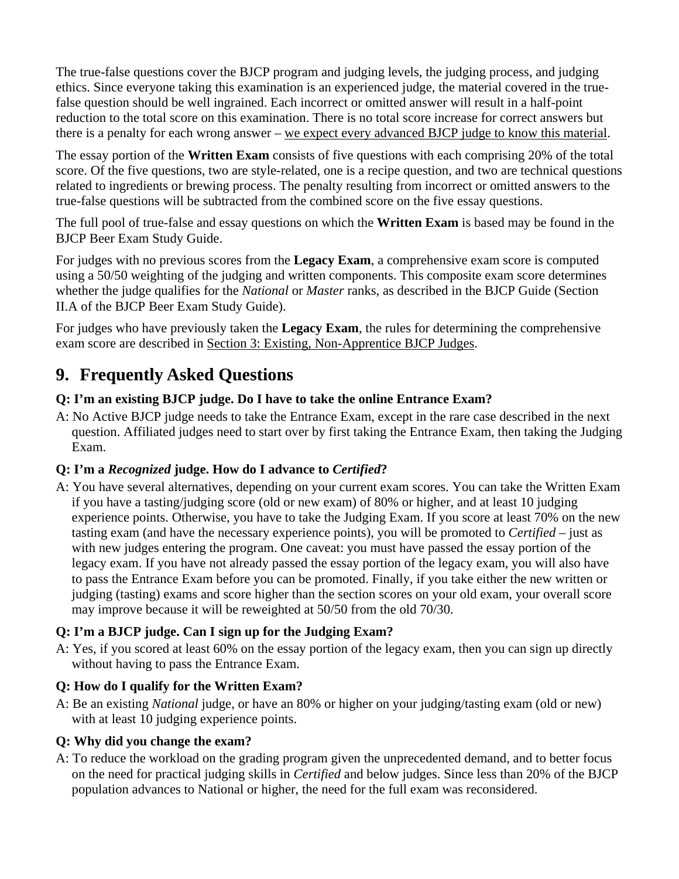The true-false questions cover the BJCP program and judging levels, the judging process, and judging ethics. Since everyone taking this examination is an experienced judge, the material covered in the true-false question should be well ingrained. Each incorrect or omitted answer will result in a half-point reduction to the total score on this examination. There is no total score increase for correct answers but there is a penalty for each wrong answer – <u>we expect every advanced BJCP judge to know this material</u>.

The essay portion of the **Written Exam** consists of five questions with each comprising 20% of the total score. Of the five questions, two are style-related, one is a recipe question, and two are technical questions related to ingredients or brewing process. The penalty resulting from incorrect or omitted answers to the true-false questions will be subtracted from the combined score on the five essay questions.

The full pool of true-false and essay questions on which the **Written Exam** is based may be found in the BJCP Beer Exam Study Guide.

For judges with no previous scores from the **Legacy Exam**, a comprehensive exam score is computed using a 50/50 weighting of the judging and written components. This composite exam score determines whether the judge qualifies for the *National* or *Master* ranks, as described in the BJCP Guide (Section II.A of the BJCP Beer Exam Study Guide).

For judges who have previously taken the **Legacy Exam**, the rules for determining the comprehensive exam score are described in <u>Section 3: Existing, Non-Apprentice BJCP Judges</u>.

## 9. Frequently Asked Questions

**Q: I'm an existing BJCP judge. Do I have to take the online Entrance Exam?**

A: No Active BJCP judge needs to take the Entrance Exam, except in the rare case described in the next question. Affiliated judges need to start over by first taking the Entrance Exam, then taking the Judging Exam.

**Q: I'm a *Recognized* judge. How do I advance to *Certified*?**

A: You have several alternatives, depending on your current exam scores. You can take the Written Exam if you have a tasting/judging score (old or new exam) of 80% or higher, and at least 10 judging experience points. Otherwise, you have to take the Judging Exam. If you score at least 70% on the new tasting exam (and have the necessary experience points), you will be promoted to *Certified* – just as with new judges entering the program. One caveat: you must have passed the essay portion of the legacy exam. If you have not already passed the essay portion of the legacy exam, you will also have to pass the Entrance Exam before you can be promoted. Finally, if you take either the new written or judging (tasting) exams and score higher than the section scores on your old exam, your overall score may improve because it will be reweighted at 50/50 from the old 70/30.

**Q: I'm a BJCP judge. Can I sign up for the Judging Exam?**

A: Yes, if you scored at least 60% on the essay portion of the legacy exam, then you can sign up directly without having to pass the Entrance Exam.

**Q: How do I qualify for the Written Exam?**

A: Be an existing *National* judge, or have an 80% or higher on your judging/tasting exam (old or new) with at least 10 judging experience points.

**Q: Why did you change the exam?**

A: To reduce the workload on the grading program given the unprecedented demand, and to better focus on the need for practical judging skills in *Certified* and below judges. Since less than 20% of the BJCP population advances to National or higher, the need for the full exam was reconsidered.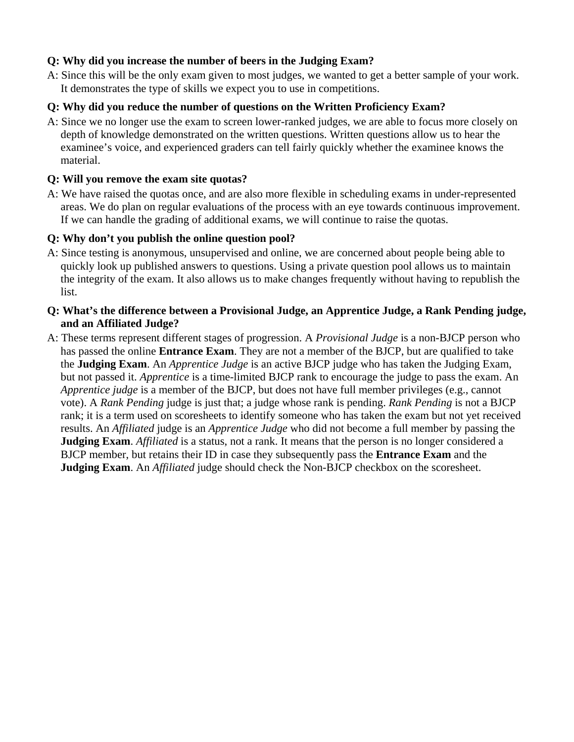**Q: Why did you increase the number of beers in the Judging Exam?**

A: Since this will be the only exam given to most judges, we wanted to get a better sample of your work. It demonstrates the type of skills we expect you to use in competitions.

**Q: Why did you reduce the number of questions on the Written Proficiency Exam?**

A: Since we no longer use the exam to screen lower-ranked judges, we are able to focus more closely on depth of knowledge demonstrated on the written questions. Written questions allow us to hear the examinee's voice, and experienced graders can tell fairly quickly whether the examinee knows the material.

**Q: Will you remove the exam site quotas?**

A: We have raised the quotas once, and are also more flexible in scheduling exams in under-represented areas. We do plan on regular evaluations of the process with an eye towards continuous improvement. If we can handle the grading of additional exams, we will continue to raise the quotas.

**Q: Why don't you publish the online question pool?**

A: Since testing is anonymous, unsupervised and online, we are concerned about people being able to quickly look up published answers to questions. Using a private question pool allows us to maintain the integrity of the exam. It also allows us to make changes frequently without having to republish the list.

**Q: What's the difference between a Provisional Judge, an Apprentice Judge, a Rank Pending judge, and an Affiliated Judge?**

A: These terms represent different stages of progression. A *Provisional Judge* is a non-BJCP person who has passed the online **Entrance Exam**. They are not a member of the BJCP, but are qualified to take the **Judging Exam**. An *Apprentice Judge* is an active BJCP judge who has taken the Judging Exam, but not passed it. *Apprentice* is a time-limited BJCP rank to encourage the judge to pass the exam. An *Apprentice judge* is a member of the BJCP, but does not have full member privileges (e.g., cannot vote). A *Rank Pending* judge is just that; a judge whose rank is pending. *Rank Pending* is not a BJCP rank; it is a term used on scoresheets to identify someone who has taken the exam but not yet received results. An *Affiliated* judge is an *Apprentice Judge* who did not become a full member by passing the **Judging Exam**. *Affiliated* is a status, not a rank. It means that the person is no longer considered a BJCP member, but retains their ID in case they subsequently pass the **Entrance Exam** and the **Judging Exam**. An *Affiliated* judge should check the Non-BJCP checkbox on the scoresheet.